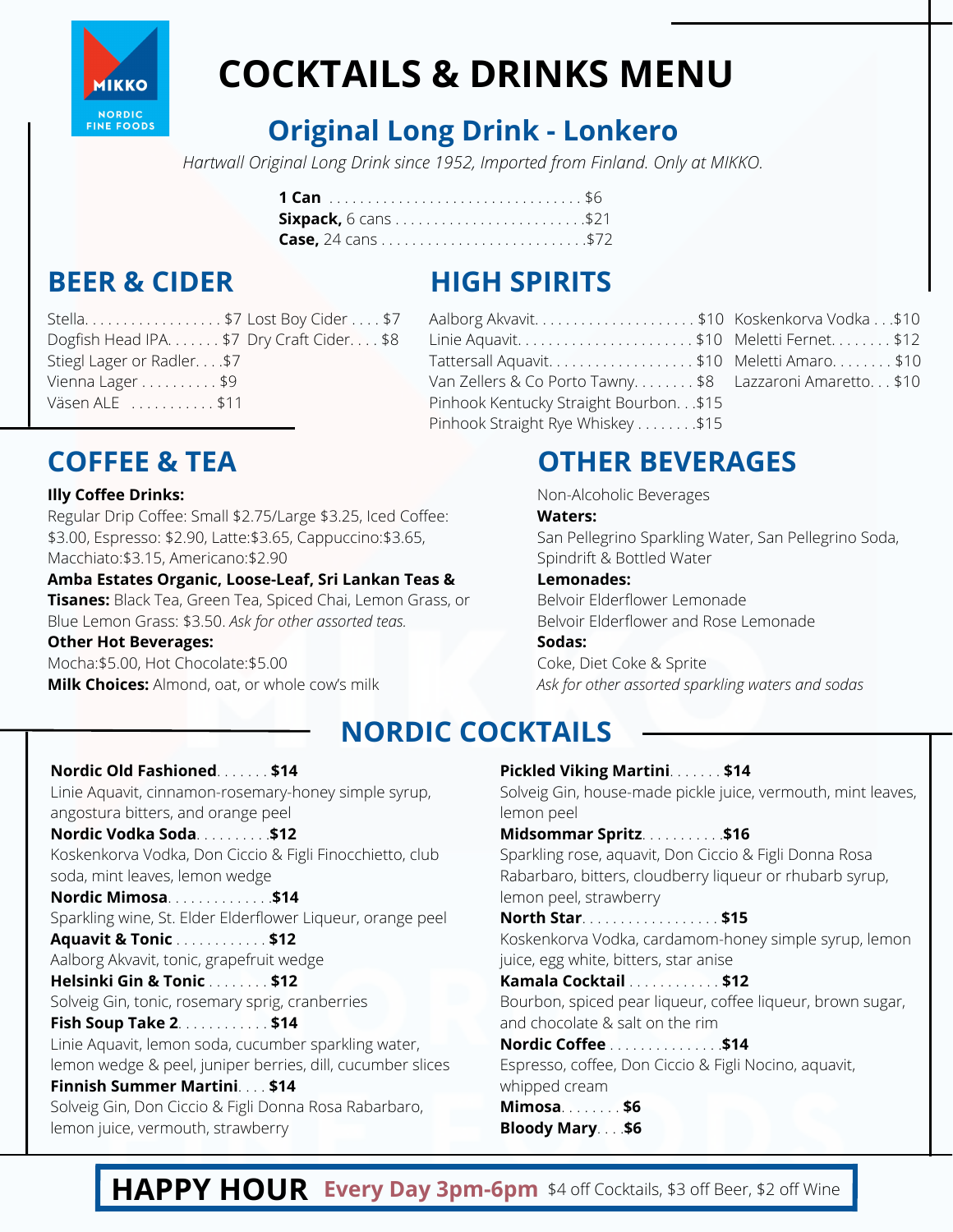MIKKO
NORDIC FINE FOODS

# COCKTAILS & DRINKS MENU

## Original Long Drink - Lonkero

*Hartwall Original Long Drink since 1952, Imported from Finland. Only at MIKKO.*

**1 Can** .................................. $6
**Sixpack,** 6 cans ......................... $21
**Case,** 24 cans ........................... $72

## BEER & CIDER

Stella.................. $7
Dogfish Head IPA....... $7
Stiegl Lager or Radler.... $7
Vienna Lager .......... $9
Väsen ALE ........... $11
Lost Boy Cider .... $7
Dry Craft Cider.... $8

## HIGH SPIRITS

Aalborg Akvavit..................... $10
Linie Aquavit....................... $10
Tattersall Aquavit.................. $10
Van Zellers & Co Porto Tawny........ $8
Pinhook Kentucky Straight Bourbon... $15
Pinhook Straight Rye Whiskey ........ $15
Koskenkorva Vodka ... $10
Meletti Fernet........ $12
Meletti Amaro........ $10
Lazzaroni Amaretto... $10

## COFFEE & TEA

**Illy Coffee Drinks:**
Regular Drip Coffee: Small $2.75/Large $3.25, Iced Coffee: $3.00, Espresso: $2.90, Latte:$3.65, Cappuccino:$3.65, Macchiato:$3.15, Americano:$2.90

**Amba Estates Organic, Loose-Leaf, Sri Lankan Teas & Tisanes:** Black Tea, Green Tea, Spiced Chai, Lemon Grass, or Blue Lemon Grass: $3.50. *Ask for other assorted teas.*

**Other Hot Beverages:**
Mocha:$5.00, Hot Chocolate:$5.00

**Milk Choices:** Almond, oat, or whole cow's milk

## OTHER BEVERAGES

Non-Alcoholic Beverages

**Waters:**
San Pellegrino Sparkling Water, San Pellegrino Soda, Spindrift & Bottled Water

**Lemonades:**
Belvoir Elderflower Lemonade
Belvoir Elderflower and Rose Lemonade

**Sodas:**
Coke, Diet Coke & Sprite
*Ask for other assorted sparkling waters and sodas*

## NORDIC COCKTAILS

**Nordic Old Fashioned**....... **$14**
Linie Aquavit, cinnamon-rosemary-honey simple syrup, angostura bitters, and orange peel

**Nordic Vodka Soda**.......... **$12**
Koskenkorva Vodka, Don Ciccio & Figli Finocchietto, club soda, mint leaves, lemon wedge

**Nordic Mimosa**............. **$14**
Sparkling wine, St. Elder Elderflower Liqueur, orange peel

**Aquavit & Tonic** ............ **$12**
Aalborg Akvavit, tonic, grapefruit wedge

**Helsinki Gin & Tonic** ........ **$12**
Solveig Gin, tonic, rosemary sprig, cranberries

**Fish Soup Take 2**........... **$14**
Linie Aquavit, lemon soda, cucumber sparkling water, lemon wedge & peel, juniper berries, dill, cucumber slices

**Finnish Summer Martini**.... **$14**
Solveig Gin, Don Ciccio & Figli Donna Rosa Rabarbaro, lemon juice, vermouth, strawberry

**Pickled Viking Martini**....... **$14**
Solveig Gin, house-made pickle juice, vermouth, mint leaves, lemon peel

**Midsommar Spritz**........... **$16**
Sparkling rose, aquavit, Don Ciccio & Figli Donna Rosa Rabarbaro, bitters, cloudberry liqueur or rhubarb syrup, lemon peel, strawberry

**North Star**.................. **$15**
Koskenkorva Vodka, cardamom-honey simple syrup, lemon juice, egg white, bitters, star anise

**Kamala Cocktail** ............ **$12**
Bourbon, spiced pear liqueur, coffee liqueur, brown sugar, and chocolate & salt on the rim

**Nordic Coffee** ............... **$14**
Espresso, coffee, Don Ciccio & Figli Nocino, aquavit, whipped cream

**Mimosa**........ **$6**

**Bloody Mary**.... **$6**

**HAPPY HOUR** **Every Day 3pm-6pm** $4 off Cocktails, $3 off Beer, $2 off Wine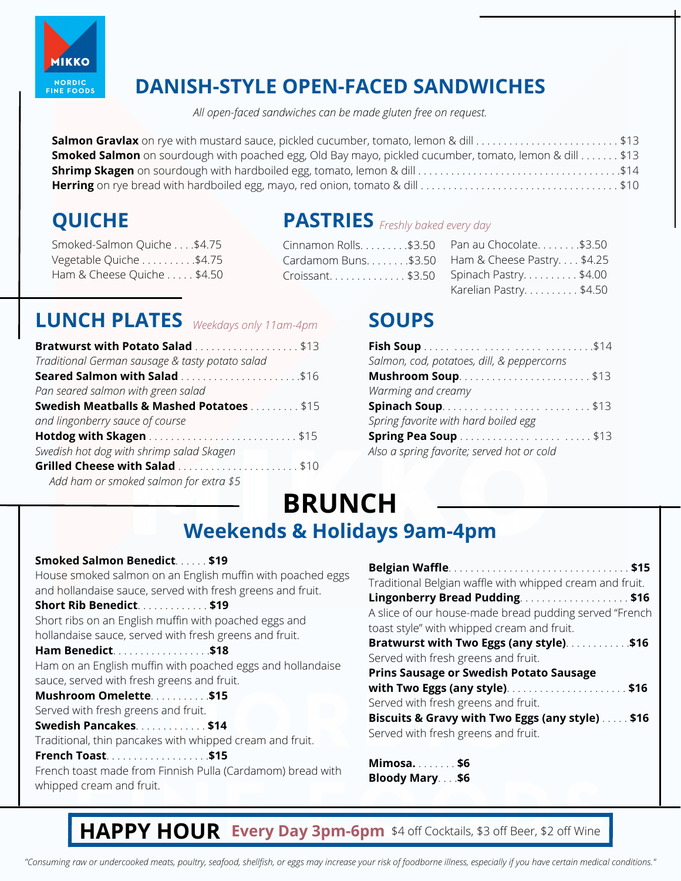MIKKO
NORDIC FINE FOODS

# DANISH-STYLE OPEN-FACED SANDWICHES

*All open-faced sandwiches can be made gluten free on request.*

**Salmon Gravlax** on rye with mustard sauce, pickled cucumber, tomato, lemon & dill . . . . . $13
**Smoked Salmon** on sourdough with poached egg, Old Bay mayo, pickled cucumber, tomato, lemon & dill . . . . . $13
**Shrimp Skagen** on sourdough with hardboiled egg, tomato, lemon & dill . . . . . $14
**Herring** on rye bread with hardboiled egg, mayo, red onion, tomato & dill . . . . . $10

## QUICHE

Smoked-Salmon Quiche . . . . $4.75
Vegetable Quiche . . . . . . . . . . $4.75
Ham & Cheese Quiche . . . . . $4.50

## PASTRIES *Freshly baked every day*

Cinnamon Rolls. . . . . . . . . $3.50
Cardamom Buns. . . . . . . . $3.50
Croissant. . . . . . . . . . . . . . $3.50
Pan au Chocolate. . . . . . . . $3.50
Ham & Cheese Pastry. . . . $4.25
Spinach Pastry. . . . . . . . . . $4.00
Karelian Pastry. . . . . . . . . . $4.50

## LUNCH PLATES *Weekdays only 11am-4pm*

**Bratwurst with Potato Salad** . . . . . . . . . . $13
*Traditional German sausage & tasty potato salad*
**Seared Salmon with Salad** . . . . . . . . . . $16
*Pan seared salmon with green salad*
**Swedish Meatballs & Mashed Potatoes** . . . . . $15
*and lingonberry sauce of course*
**Hotdog with Skagen** . . . . . . . . . . $15
*Swedish hot dog with shrimp salad Skagen*
**Grilled Cheese with Salad** . . . . . . . . . . $10
*Add ham or smoked salmon for extra $5*

## SOUPS

**Fish Soup** . . . . . . . . . . $14
*Salmon, cod, potatoes, dill, & peppercorns*
**Mushroom Soup**. . . . . . . . . . $13
*Warming and creamy*
**Spinach Soup**. . . . . . . . . . $13
*Spring favorite with hard boiled egg*
**Spring Pea Soup** . . . . . . . . . . $13
*Also a spring favorite; served hot or cold*

# BRUNCH

## Weekends & Holidays 9am-4pm

**Smoked Salmon Benedict**. . . . . . **$19**
House smoked salmon on an English muffin with poached eggs and hollandaise sauce, served with fresh greens and fruit.
**Short Rib Benedict**. . . . . . . . . . . . . **$19**
Short ribs on an English muffin with poached eggs and hollandaise sauce, served with fresh greens and fruit.
**Ham Benedict**. . . . . . . . . . . . . . . . . **$18**
Ham on an English muffin with poached eggs and hollandaise sauce, served with fresh greens and fruit.
**Mushroom Omelette**. . . . . . . . . . **$15**
Served with fresh greens and fruit.
**Swedish Pancakes**. . . . . . . . . . . . **$14**
Traditional, thin pancakes with whipped cream and fruit.
**French Toast**. . . . . . . . . . . . . . . . . **$15**
French toast made from Finnish Pulla (Cardamom) bread with whipped cream and fruit.

**Belgian Waffle**. . . . . . . . . . . . . . . . . . . . **$15**
Traditional Belgian waffle with whipped cream and fruit.
**Lingonberry Bread Pudding**. . . . . . . . . . . . **$16**
A slice of our house-made bread pudding served "French toast style" with whipped cream and fruit.
**Bratwurst with Two Eggs (any style)**. . . . . . . . . . . **$16**
Served with fresh greens and fruit.
**Prins Sausage or Swedish Potato Sausage with Two Eggs (any style)**. . . . . . . . . . . . **$16**
Served with fresh greens and fruit.
**Biscuits & Gravy with Two Eggs (any style)** . . . . . **$16**
Served with fresh greens and fruit.

**Mimosa**. . . . . . . . **$6**
**Bloody Mary**. . . . **$6**

## HAPPY HOUR Every Day 3pm-6pm

$4 off Cocktails, $3 off Beer, $2 off Wine

*"Consuming raw or undercooked meats, poultry, seafood, shellfish, or eggs may increase your risk of foodborne illness, especially if you have certain medical conditions."*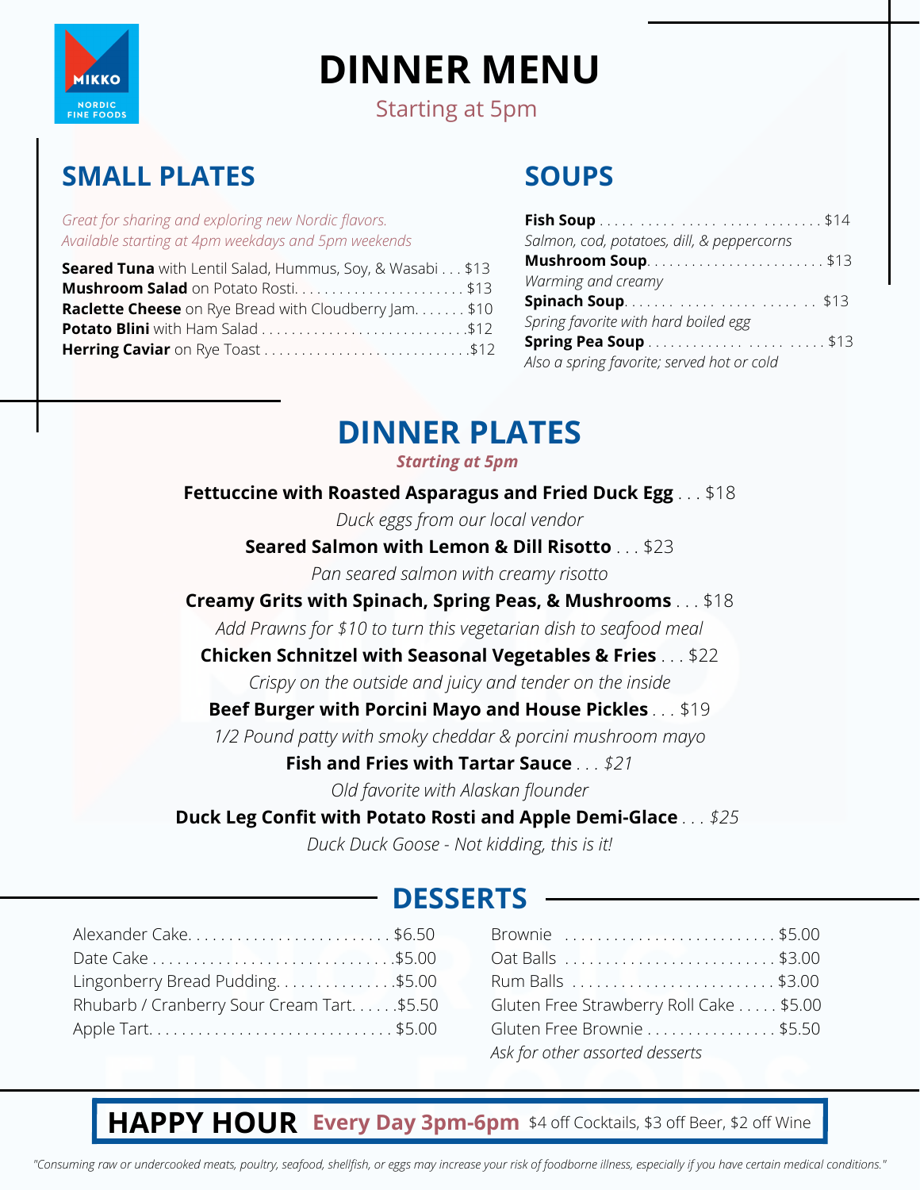MIKKO
NORDIC FINE FOODS

# DINNER MENU

Starting at 5pm

## SMALL PLATES

*Great for sharing and exploring new Nordic flavors. Available starting at 4pm weekdays and 5pm weekends*

**Seared Tuna** with Lentil Salad, Hummus, Soy, & Wasabi . . . $13
**Mushroom Salad** on Potato Rosti. . . . . . . . . . . . . . . . . . . . . . . $13
**Raclette Cheese** on Rye Bread with Cloudberry Jam. . . . . . . $10
**Potato Blini** with Ham Salad . . . . . . . . . . . . . . . . . . . . . . . . . . . .$12
**Herring Caviar** on Rye Toast . . . . . . . . . . . . . . . . . . . . . . . . . . . .$12

## SOUPS

**Fish Soup** . . . . . . . . . . . . . . . . . . . . . . . . . . . . . . . . . . $14
*Salmon, cod, potatoes, dill, & peppercorns*
**Mushroom Soup**. . . . . . . . . . . . . . . . . . . . . . . . $13
*Warming and creamy*
**Spinach Soup**. . . . . . . . . . . . . . . . . . . . . . . . . . . $13
*Spring favorite with hard boiled egg*
**Spring Pea Soup** . . . . . . . . . . . . . . . . . . . . . . . . . $13
*Also a spring favorite; served hot or cold*

## DINNER PLATES

***Starting at 5pm***

**Fettuccine with Roasted Asparagus and Fried Duck Egg** . . . $18
*Duck eggs from our local vendor*

**Seared Salmon with Lemon & Dill Risotto** . . . $23
*Pan seared salmon with creamy risotto*

**Creamy Grits with Spinach, Spring Peas, & Mushrooms** . . . $18
*Add Prawns for $10 to turn this vegetarian dish to seafood meal*

**Chicken Schnitzel with Seasonal Vegetables & Fries** . . . $22
*Crispy on the outside and juicy and tender on the inside*

**Beef Burger with Porcini Mayo and House Pickles** . . . $19
*1/2 Pound patty with smoky cheddar & porcini mushroom mayo*

**Fish and Fries with Tartar Sauce** . . . *$21*
*Old favorite with Alaskan flounder*

**Duck Leg Confit with Potato Rosti and Apple Demi-Glace** . . . *$25*
*Duck Duck Goose - Not kidding, this is it!*

## DESSERTS

Alexander Cake. . . . . . . . . . . . . . . . . . . . . . . . . $6.50
Date Cake . . . . . . . . . . . . . . . . . . . . . . . . . . . . .$5.00
Lingonberry Bread Pudding. . . . . . . . . . . . . . .$5.00
Rhubarb / Cranberry Sour Cream Tart. . . . . . .$5.50
Apple Tart. . . . . . . . . . . . . . . . . . . . . . . . . . . . . $5.00

Brownie . . . . . . . . . . . . . . . . . . . . . . . . . . $5.00
Oat Balls . . . . . . . . . . . . . . . . . . . . . . . . . . $3.00
Rum Balls . . . . . . . . . . . . . . . . . . . . . . . . . $3.00
Gluten Free Strawberry Roll Cake . . . . . $5.00
Gluten Free Brownie . . . . . . . . . . . . . . . . $5.50
*Ask for other assorted desserts*

**HAPPY HOUR** **Every Day 3pm-6pm** $4 off Cocktails, $3 off Beer, $2 off Wine

*"Consuming raw or undercooked meats, poultry, seafood, shellfish, or eggs may increase your risk of foodborne illness, especially if you have certain medical conditions."*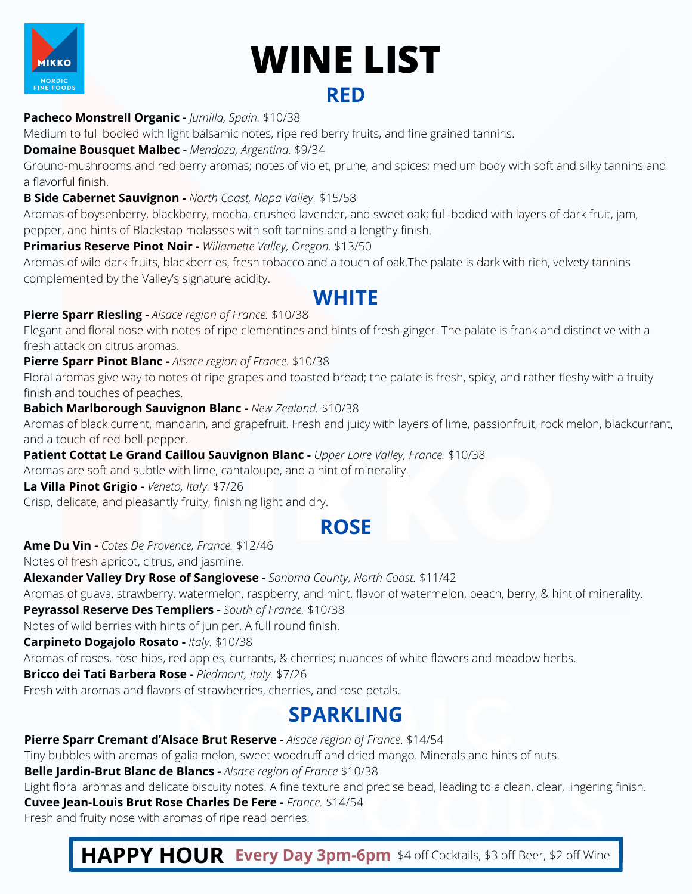MIKKO
NORDIC FINE FOODS

# WINE LIST

## RED

**Pacheco Monstrell Organic -** *Jumilla, Spain.* $10/38
Medium to full bodied with light balsamic notes, ripe red berry fruits, and fine grained tannins.

**Domaine Bousquet Malbec -** *Mendoza, Argentina.* $9/34
Ground-mushrooms and red berry aromas; notes of violet, prune, and spices; medium body with soft and silky tannins and a flavorful finish.

**B Side Cabernet Sauvignon -** *North Coast, Napa Valley.* $15/58
Aromas of boysenberry, blackberry, mocha, crushed lavender, and sweet oak; full-bodied with layers of dark fruit, jam, pepper, and hints of Blackstap molasses with soft tannins and a lengthy finish.

**Primarius Reserve Pinot Noir -** *Willamette Valley, Oregon.* $13/50
Aromas of wild dark fruits, blackberries, fresh tobacco and a touch of oak.The palate is dark with rich, velvety tannins complemented by the Valley's signature acidity.

## WHITE

**Pierre Sparr Riesling -** *Alsace region of France.* $10/38
Elegant and floral nose with notes of ripe clementines and hints of fresh ginger. The palate is frank and distinctive with a fresh attack on citrus aromas.

**Pierre Sparr Pinot Blanc -** *Alsace region of France.* $10/38
Floral aromas give way to notes of ripe grapes and toasted bread; the palate is fresh, spicy, and rather fleshy with a fruity finish and touches of peaches.

**Babich Marlborough Sauvignon Blanc -** *New Zealand.* $10/38
Aromas of black current, mandarin, and grapefruit. Fresh and juicy with layers of lime, passionfruit, rock melon, blackcurrant, and a touch of red-bell-pepper.

**Patient Cottat Le Grand Caillou Sauvignon Blanc -** *Upper Loire Valley, France.* $10/38
Aromas are soft and subtle with lime, cantaloupe, and a hint of minerality.

**La Villa Pinot Grigio -** *Veneto, Italy.* $7/26
Crisp, delicate, and pleasantly fruity, finishing light and dry.

## ROSE

**Ame Du Vin -** *Cotes De Provence, France.* $12/46
Notes of fresh apricot, citrus, and jasmine.

**Alexander Valley Dry Rose of Sangiovese -** *Sonoma County, North Coast.* $11/42
Aromas of guava, strawberry, watermelon, raspberry, and mint, flavor of watermelon, peach, berry, & hint of minerality.

**Peyrassol Reserve Des Templiers -** *South of France.* $10/38
Notes of wild berries with hints of juniper. A full round finish.

**Carpineto Dogajolo Rosato -** *Italy.* $10/38
Aromas of roses, rose hips, red apples, currants, & cherries; nuances of white flowers and meadow herbs.

**Bricco dei Tati Barbera Rose -** *Piedmont, Italy.* $7/26
Fresh with aromas and flavors of strawberries, cherries, and rose petals.

## SPARKLING

**Pierre Sparr Cremant d'Alsace Brut Reserve -** *Alsace region of France.* $14/54
Tiny bubbles with aromas of galia melon, sweet woodruff and dried mango. Minerals and hints of nuts.

**Belle Jardin-Brut Blanc de Blancs -** *Alsace region of France* $10/38
Light floral aromas and delicate biscuity notes. A fine texture and precise bead, leading to a clean, clear, lingering finish.

**Cuvee Jean-Louis Brut Rose Charles De Fere -** *France.* $14/54
Fresh and fruity nose with aromas of ripe read berries.

**HAPPY HOUR** **Every Day 3pm-6pm** $4 off Cocktails, $3 off Beer, $2 off Wine